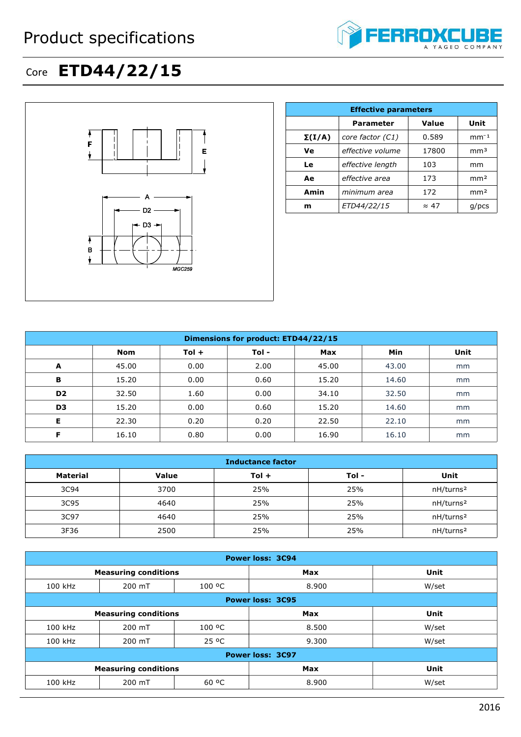Product specifications

# Core ETD44/22/15

| Effective parameters | | | |
|---|---|---|---|
| | Parameter | Value | Unit |
| $\Sigma(I/A)$ | *core factor (C1)* | 0.589 | $mm^{-1}$ |
| Ve | *effective volume* | 17800 | $mm^3$ |
| Le | *effective length* | 103 | mm |
| Ae | *effective area* | 173 | $mm^2$ |
| Amin | *minimum area* | 172 | $mm^2$ |
| m | *ETD44/22/15* | ≈ 47 | g/pcs |

| Dimensions for product: ETD44/22/15 | | | | | | |
|---|---|---|---|---|---|---|
| | Nom | Tol + | Tol - | Max | Min | Unit |
| A | 45.00 | 0.00 | 2.00 | 45.00 | 43.00 | mm |
| B | 15.20 | 0.00 | 0.60 | 15.20 | 14.60 | mm |
| D2 | 32.50 | 1.60 | 0.00 | 34.10 | 32.50 | mm |
| D3 | 15.20 | 0.00 | 0.60 | 15.20 | 14.60 | mm |
| E | 22.30 | 0.20 | 0.20 | 22.50 | 22.10 | mm |
| F | 16.10 | 0.80 | 0.00 | 16.90 | 16.10 | mm |

| Inductance factor | | | | |
|---|---|---|---|---|
| Material | Value | Tol + | Tol - | Unit |
| 3C94 | 3700 | 25% | 25% | $nH/turns^2$ |
| 3C95 | 4640 | 25% | 25% | $nH/turns^2$ |
| 3C97 | 4640 | 25% | 25% | $nH/turns^2$ |
| 3F36 | 2500 | 25% | 25% | $nH/turns^2$ |

| Power loss: 3C94 | | | | |
|---|---|---|---|---|
| Measuring conditions | | | Max | Unit |
| 100 kHz | 200 mT | 100 ºC | 8.900 | W/set |
| **Power loss: 3C95** | | | | |
| Measuring conditions | | | Max | Unit |
| 100 kHz | 200 mT | 100 ºC | 8.500 | W/set |
| 100 kHz | 200 mT | 25 ºC | 9.300 | W/set |
| **Power loss: 3C97** | | | | |
| Measuring conditions | | | Max | Unit |
| 100 kHz | 200 mT | 60 ºC | 8.900 | W/set |

2016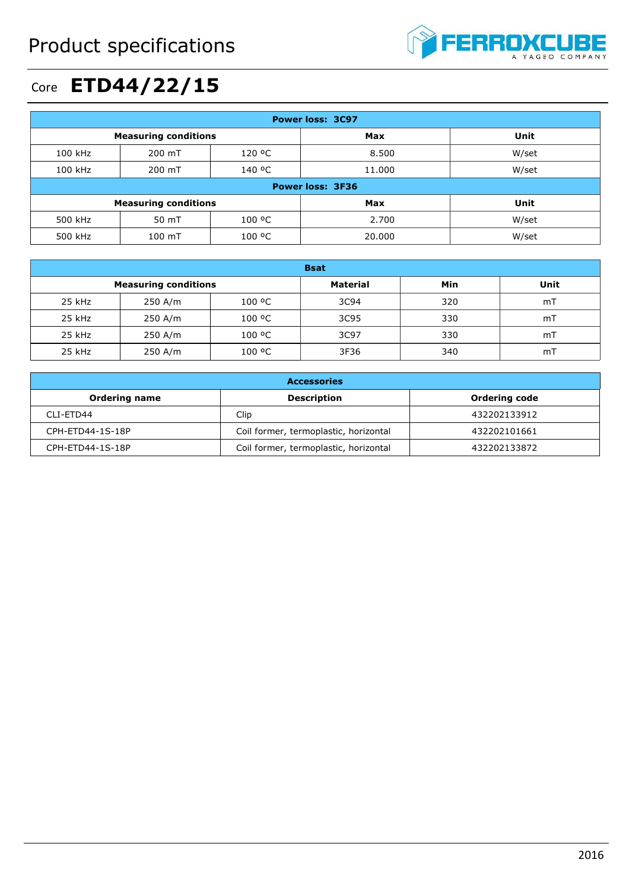# Product specifications

## Core **ETD44/22/15**

| Power loss: 3C97 | | | | |
|---|---|---|---|---|
| **Measuring conditions** | | | **Max** | **Unit** |
| 100 kHz | 200 mT | 120 ºC | 8.500 | W/set |
| 100 kHz | 200 mT | 140 ºC | 11.000 | W/set |

| Power loss: 3F36 | | | | |
|---|---|---|---|---|
| **Measuring conditions** | | | **Max** | **Unit** |
| 500 kHz | 50 mT | 100 ºC | 2.700 | W/set |
| 500 kHz | 100 mT | 100 ºC | 20.000 | W/set |

| Bsat | | | | | |
|---|---|---|---|---|---|
| **Measuring conditions** | | | **Material** | **Min** | **Unit** |
| 25 kHz | 250 A/m | 100 ºC | 3C94 | 320 | mT |
| 25 kHz | 250 A/m | 100 ºC | 3C95 | 330 | mT |
| 25 kHz | 250 A/m | 100 ºC | 3C97 | 330 | mT |
| 25 kHz | 250 A/m | 100 ºC | 3F36 | 340 | mT |

| Accessories | | |
|---|---|---|
| **Ordering name** | **Description** | **Ordering code** |
| CLI-ETD44 | Clip | 432202133912 |
| CPH-ETD44-1S-18P | Coil former, termoplastic, horizontal | 432202101661 |
| CPH-ETD44-1S-18P | Coil former, termoplastic, horizontal | 432202133872 |

2016